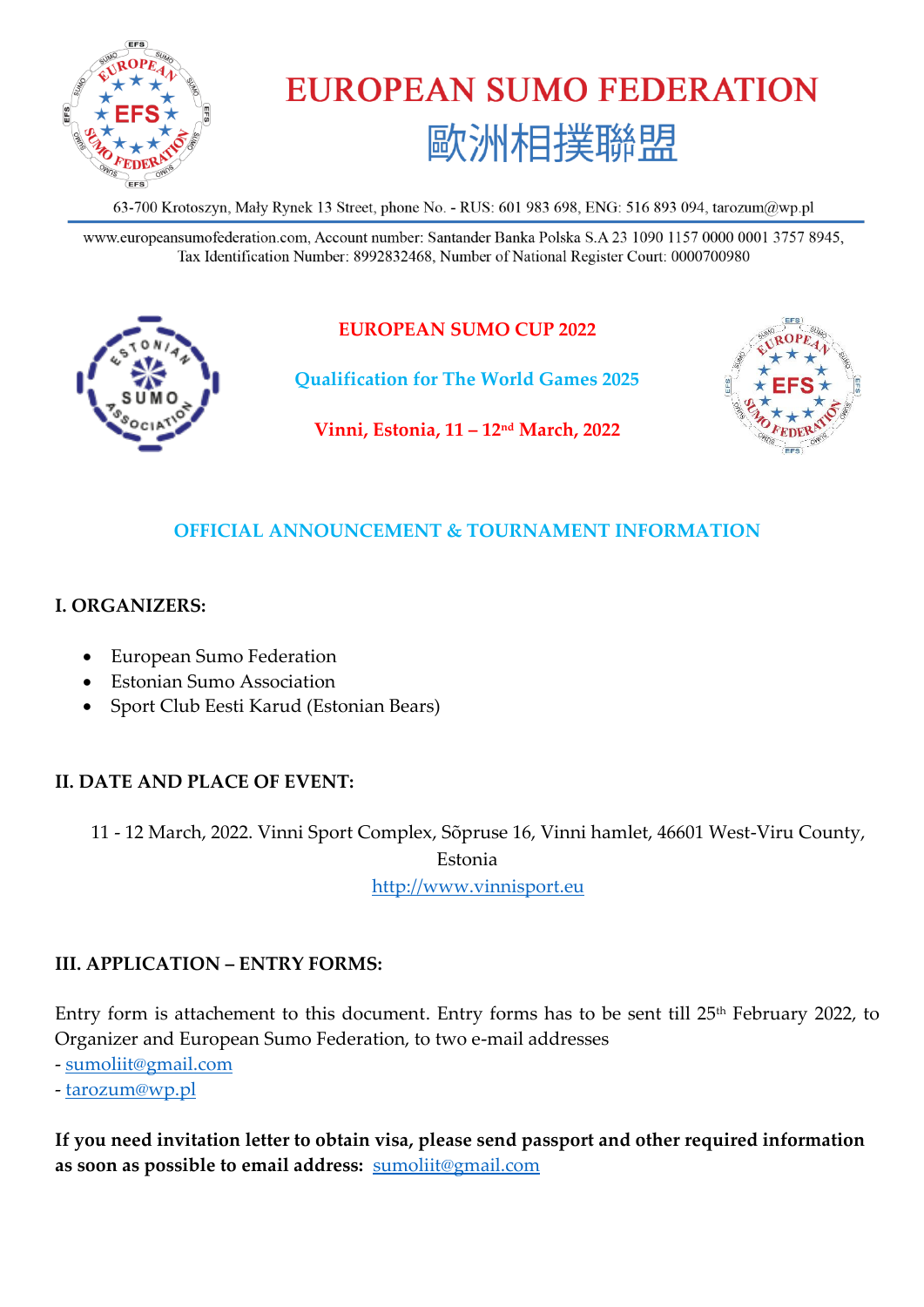# EUROPEAN SUMO FEDERATION

## 歐洲相撲聯盟

63-700 Krotoszyn, Mały Rynek 13 Street, phone No. - RUS: 601 983 698, ENG: 516 893 094, tarozum@wp.pl

www.europeansumofederation.com, Account number: Santander Banka Polska S.A 23 1090 1157 0000 0001 3757 8945, Tax Identification Number: 8992832468, Number of National Register Court: 0000700980

**EUROPEAN SUMO CUP 2022**

**Qualification for The World Games 2025**

**Vinni, Estonia, 11 – 12nd March, 2022**

## OFFICIAL ANNOUNCEMENT & TOURNAMENT INFORMATION

### I. ORGANIZERS:

- European Sumo Federation
- Estonian Sumo Association
- Sport Club Eesti Karud (Estonian Bears)

### II. DATE AND PLACE OF EVENT:

11 - 12 March, 2022. Vinni Sport Complex, Sõpruse 16, Vinni hamlet, 46601 West-Viru County, Estonia

http://www.vinnisport.eu

### III. APPLICATION – ENTRY FORMS:

Entry form is attachement to this document. Entry forms has to be sent till 25th February 2022, to Organizer and European Sumo Federation, to two e-mail addresses

- sumoliit@gmail.com
- tarozum@wp.pl

**If you need invitation letter to obtain visa, please send passport and other required information as soon as possible to email address:** sumoliit@gmail.com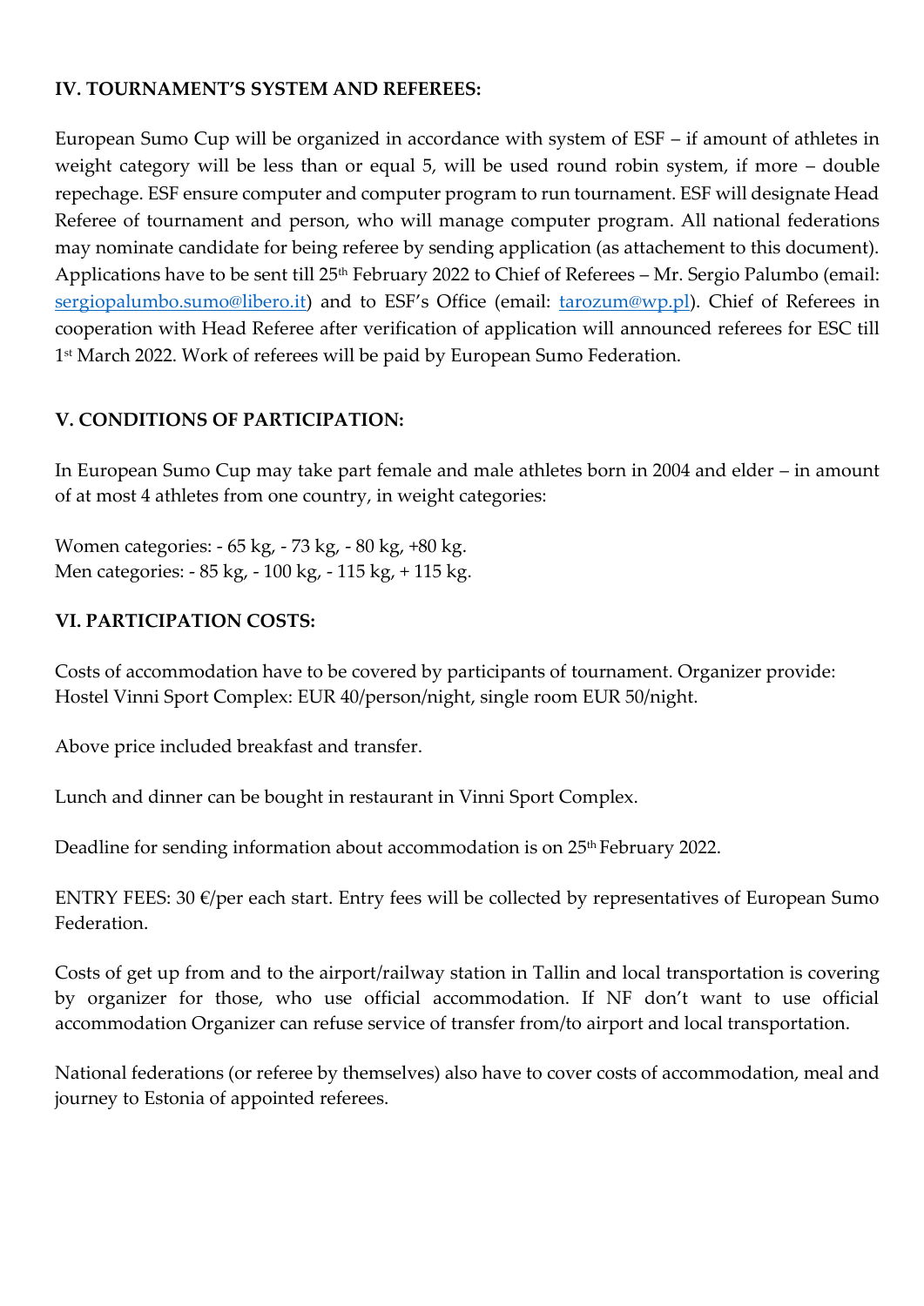## IV. TOURNAMENT'S SYSTEM AND REFEREES:

European Sumo Cup will be organized in accordance with system of ESF – if amount of athletes in weight category will be less than or equal 5, will be used round robin system, if more – double repechage. ESF ensure computer and computer program to run tournament. ESF will designate Head Referee of tournament and person, who will manage computer program. All national federations may nominate candidate for being referee by sending application (as attachement to this document). Applications have to be sent till 25th February 2022 to Chief of Referees – Mr. Sergio Palumbo (email: sergiopalumbo.sumo@libero.it) and to ESF's Office (email: tarozum@wp.pl). Chief of Referees in cooperation with Head Referee after verification of application will announced referees for ESC till 1st March 2022. Work of referees will be paid by European Sumo Federation.

## V. CONDITIONS OF PARTICIPATION:

In European Sumo Cup may take part female and male athletes born in 2004 and elder – in amount of at most 4 athletes from one country, in weight categories:

Women categories: - 65 kg, - 73 kg, - 80 kg, +80 kg.
Men categories: - 85 kg, - 100 kg, - 115 kg, + 115 kg.

## VI. PARTICIPATION COSTS:

Costs of accommodation have to be covered by participants of tournament. Organizer provide:
Hostel Vinni Sport Complex: EUR 40/person/night, single room EUR 50/night.

Above price included breakfast and transfer.

Lunch and dinner can be bought in restaurant in Vinni Sport Complex.

Deadline for sending information about accommodation is on 25th February 2022.

ENTRY FEES: 30 €/per each start. Entry fees will be collected by representatives of European Sumo Federation.

Costs of get up from and to the airport/railway station in Tallin and local transportation is covering by organizer for those, who use official accommodation. If NF don't want to use official accommodation Organizer can refuse service of transfer from/to airport and local transportation.

National federations (or referee by themselves) also have to cover costs of accommodation, meal and journey to Estonia of appointed referees.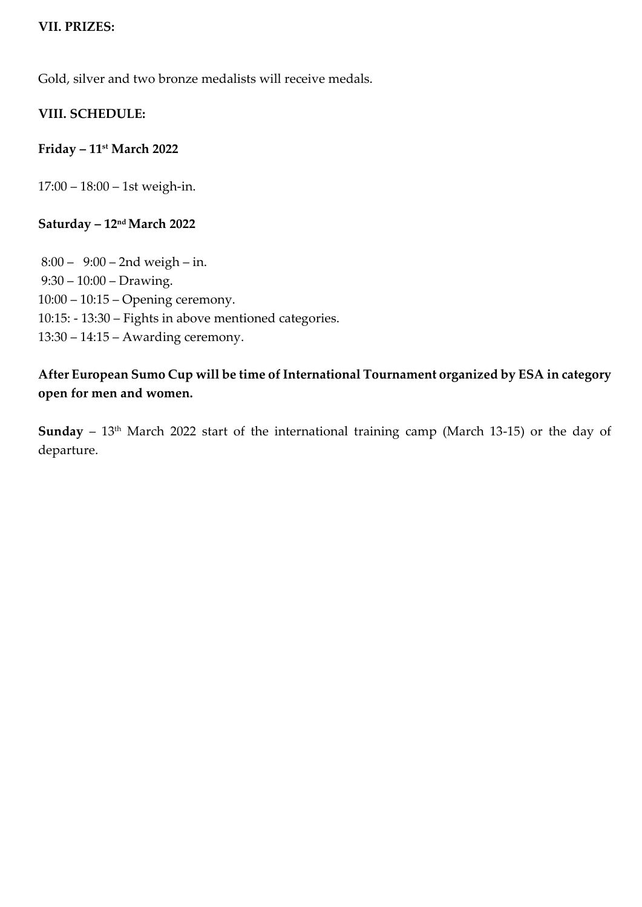**VII. PRIZES:**

Gold, silver and two bronze medalists will receive medals.

**VIII. SCHEDULE:**

**Friday – 11st March 2022**

17:00 – 18:00 – 1st weigh-in.

**Saturday – 12nd March 2022**

8:00 – 9:00 – 2nd weigh – in.
9:30 – 10:00 – Drawing.
10:00 – 10:15 – Opening ceremony.
10:15: - 13:30 – Fights in above mentioned categories.
13:30 – 14:15 – Awarding ceremony.

**After European Sumo Cup will be time of International Tournament organized by ESA in category open for men and women.**

**Sunday** – 13th March 2022 start of the international training camp (March 13-15) or the day of departure.